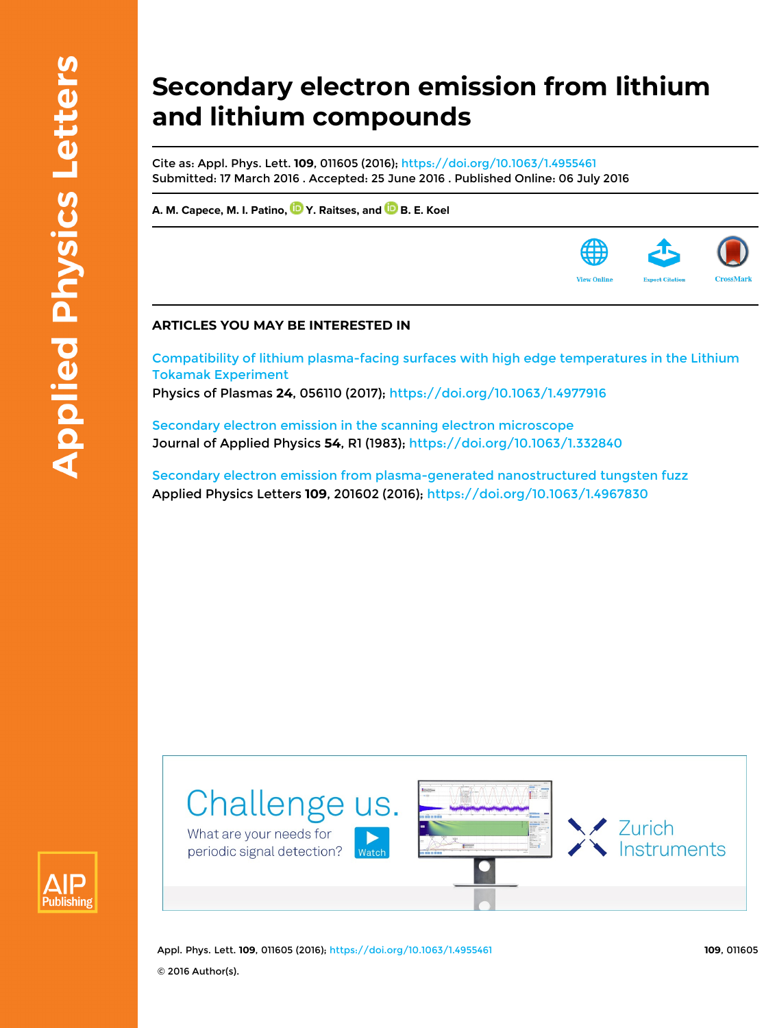# Secondary electron emission from lithium and lithium compounds

Cite as: Appl. Phys. Lett. **109**, 011605 (2016); https://doi.org/10.1063/1.4955461
Submitted: 17 March 2016 . Accepted: 25 June 2016 . Published Online: 06 July 2016

**A. M. Capece, M. I. Patino, Y. Raitses, and B. E. Koel**

## ARTICLES YOU MAY BE INTERESTED IN

Compatibility of lithium plasma-facing surfaces with high edge temperatures in the Lithium Tokamak Experiment
Physics of Plasmas **24**, 056110 (2017); https://doi.org/10.1063/1.4977916

Secondary electron emission in the scanning electron microscope
Journal of Applied Physics **54**, R1 (1983); https://doi.org/10.1063/1.332840

Secondary electron emission from plasma-generated nanostructured tungsten fuzz
Applied Physics Letters **109**, 201602 (2016); https://doi.org/10.1063/1.4967830

© 2016 Author(s).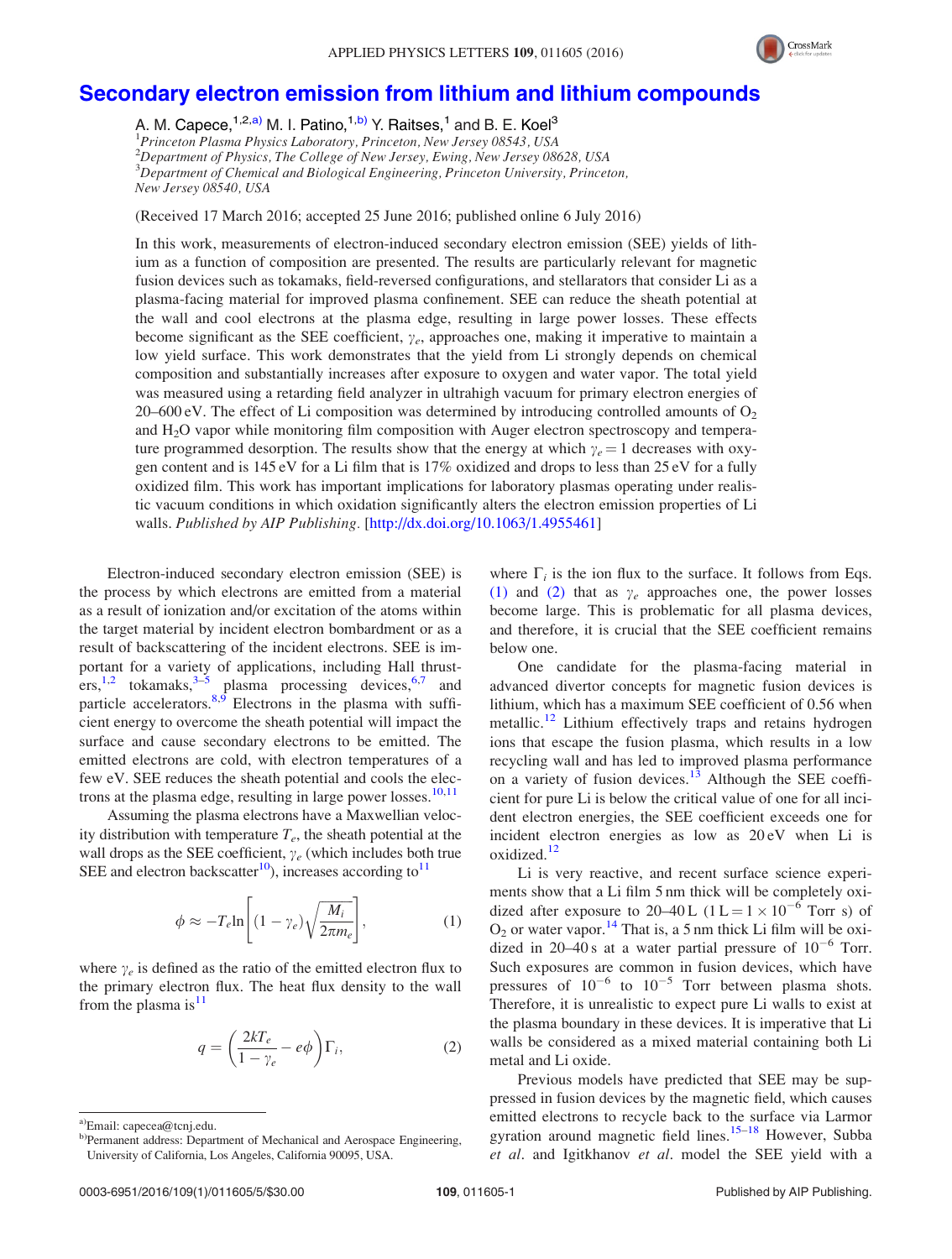# Secondary electron emission from lithium and lithium compounds

A. M. Capece,[1,2,a)] M. I. Patino,[1,b)] Y. Raitses,[1] and B. E. Koel[3]

[1]*Princeton Plasma Physics Laboratory, Princeton, New Jersey 08543, USA*
[2]*Department of Physics, The College of New Jersey, Ewing, New Jersey 08628, USA*
[3]*Department of Chemical and Biological Engineering, Princeton University, Princeton, New Jersey 08540, USA*

(Received 17 March 2016; accepted 25 June 2016; published online 6 July 2016)

In this work, measurements of electron-induced secondary electron emission (SEE) yields of lithium as a function of composition are presented. The results are particularly relevant for magnetic fusion devices such as tokamaks, field-reversed configurations, and stellarators that consider Li as a plasma-facing material for improved plasma confinement. SEE can reduce the sheath potential at the wall and cool electrons at the plasma edge, resulting in large power losses. These effects become significant as the SEE coefficient, $\gamma_e$, approaches one, making it imperative to maintain a low yield surface. This work demonstrates that the yield from Li strongly depends on chemical composition and substantially increases after exposure to oxygen and water vapor. The total yield was measured using a retarding field analyzer in ultrahigh vacuum for primary electron energies of 20–600 eV. The effect of Li composition was determined by introducing controlled amounts of $O_2$ and $H_2O$ vapor while monitoring film composition with Auger electron spectroscopy and temperature programmed desorption. The results show that the energy at which $\gamma_e = 1$ decreases with oxygen content and is 145 eV for a Li film that is 17% oxidized and drops to less than 25 eV for a fully oxidized film. This work has important implications for laboratory plasmas operating under realistic vacuum conditions in which oxidation significantly alters the electron emission properties of Li walls. *Published by AIP Publishing.* [http://dx.doi.org/10.1063/1.4955461]

Electron-induced secondary electron emission (SEE) is the process by which electrons are emitted from a material as a result of ionization and/or excitation of the atoms within the target material by incident electron bombardment or as a result of backscattering of the incident electrons. SEE is important for a variety of applications, including Hall thrusters,[1,2] tokamaks,[3–5] plasma processing devices,[6,7] and particle accelerators.[8,9] Electrons in the plasma with sufficient energy to overcome the sheath potential will impact the surface and cause secondary electrons to be emitted. The emitted electrons are cold, with electron temperatures of a few eV. SEE reduces the sheath potential and cools the electrons at the plasma edge, resulting in large power losses.[10,11]

Assuming the plasma electrons have a Maxwellian velocity distribution with temperature $T_e$, the sheath potential at the wall drops as the SEE coefficient, $\gamma_e$ (which includes both true SEE and electron backscatter[10]), increases according to[11]

$$\phi \approx -T_e \ln\left[(1-\gamma_e)\sqrt{\frac{M_i}{2\pi m_e}}\right], \tag{1}$$

where $\gamma_e$ is defined as the ratio of the emitted electron flux to the primary electron flux. The heat flux density to the wall from the plasma is[11]

$$q = \left(\frac{2kT_e}{1-\gamma_e} - e\phi\right)\Gamma_i, \tag{2}$$

where $\Gamma_i$ is the ion flux to the surface. It follows from Eqs. (1) and (2) that as $\gamma_e$ approaches one, the power losses become large. This is problematic for all plasma devices, and therefore, it is crucial that the SEE coefficient remains below one.

One candidate for the plasma-facing material in advanced divertor concepts for magnetic fusion devices is lithium, which has a maximum SEE coefficient of 0.56 when metallic.[12] Lithium effectively traps and retains hydrogen ions that escape the fusion plasma, which results in a low recycling wall and has led to improved plasma performance on a variety of fusion devices.[13] Although the SEE coefficient for pure Li is below the critical value of one for all incident electron energies, the SEE coefficient exceeds one for incident electron energies as low as 20 eV when Li is oxidized.[12]

Li is very reactive, and recent surface science experiments show that a Li film 5 nm thick will be completely oxidized after exposure to 20–40 L (1 L = $1 \times 10^{-6}$ Torr s) of $O_2$ or water vapor.[14] That is, a 5 nm thick Li film will be oxidized in 20–40 s at a water partial pressure of $10^{-6}$ Torr. Such exposures are common in fusion devices, which have pressures of $10^{-6}$ to $10^{-5}$ Torr between plasma shots. Therefore, it is unrealistic to expect pure Li walls to exist at the plasma boundary in these devices. It is imperative that Li walls be considered as a mixed material containing both Li metal and Li oxide.

Previous models have predicted that SEE may be suppressed in fusion devices by the magnetic field, which causes emitted electrons to recycle back to the surface via Larmor gyration around magnetic field lines.[15–18] However, Subba *et al.* and Igitkhanov *et al.* model the SEE yield with a

[a)]Email: capecea@tcnj.edu.
[b)]Permanent address: Department of Mechanical and Aerospace Engineering, University of California, Los Angeles, California 90095, USA.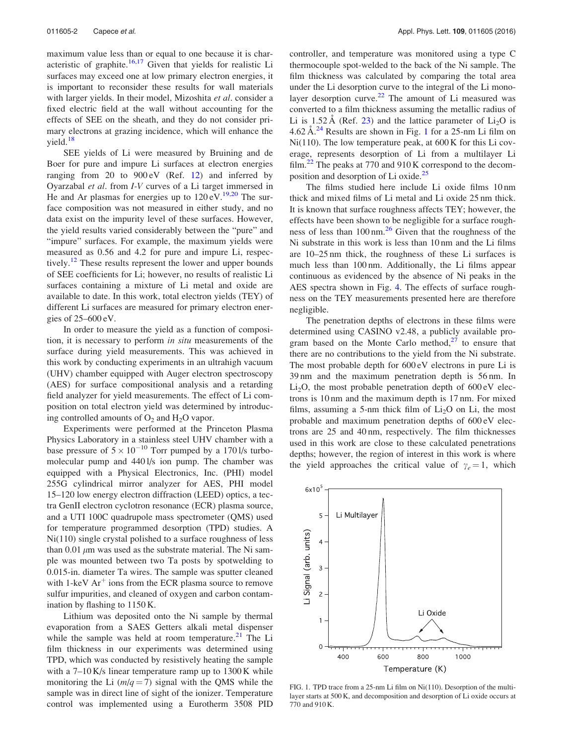maximum value less than or equal to one because it is characteristic of graphite.[16,17] Given that yields for realistic Li surfaces may exceed one at low primary electron energies, it is important to reconsider these results for wall materials with larger yields. In their model, Mizoshita *et al.* consider a fixed electric field at the wall without accounting for the effects of SEE on the sheath, and they do not consider primary electrons at grazing incidence, which will enhance the yield.[18]

SEE yields of Li were measured by Bruining and de Boer for pure and impure Li surfaces at electron energies ranging from 20 to 900 eV (Ref. 12) and inferred by Oyarzabal *et al.* from *I-V* curves of a Li target immersed in He and Ar plasmas for energies up to 120 eV.[19,20] The surface composition was not measured in either study, and no data exist on the impurity level of these surfaces. However, the yield results varied considerably between the "pure" and "impure" surfaces. For example, the maximum yields were measured as 0.56 and 4.2 for pure and impure Li, respectively.[12] These results represent the lower and upper bounds of SEE coefficients for Li; however, no results of realistic Li surfaces containing a mixture of Li metal and oxide are available to date. In this work, total electron yields (TEY) of different Li surfaces are measured for primary electron energies of 25–600 eV.

In order to measure the yield as a function of composition, it is necessary to perform *in situ* measurements of the surface during yield measurements. This was achieved in this work by conducting experiments in an ultrahigh vacuum (UHV) chamber equipped with Auger electron spectroscopy (AES) for surface compositional analysis and a retarding field analyzer for yield measurements. The effect of Li composition on total electron yield was determined by introducing controlled amounts of $O_2$ and $H_2O$ vapor.

Experiments were performed at the Princeton Plasma Physics Laboratory in a stainless steel UHV chamber with a base pressure of $5 \times 10^{-10}$ Torr pumped by a 170 l/s turbomolecular pump and 440 l/s ion pump. The chamber was equipped with a Physical Electronics, Inc. (PHI) model 255G cylindrical mirror analyzer for AES, PHI model 15–120 low energy electron diffraction (LEED) optics, a tectra GenII electron cyclotron resonance (ECR) plasma source, and a UTI 100C quadrupole mass spectrometer (QMS) used for temperature programmed desorption (TPD) studies. A Ni(110) single crystal polished to a surface roughness of less than 0.01 $\mu$m was used as the substrate material. The Ni sample was mounted between two Ta posts by spotwelding to 0.015-in. diameter Ta wires. The sample was sputter cleaned with 1-keV $Ar^+$ ions from the ECR plasma source to remove sulfur impurities, and cleaned of oxygen and carbon contamination by flashing to 1150 K.

Lithium was deposited onto the Ni sample by thermal evaporation from a SAES Getters alkali metal dispenser while the sample was held at room temperature.[21] The Li film thickness in our experiments was determined using TPD, which was conducted by resistively heating the sample with a 7–10 K/s linear temperature ramp up to 1300 K while monitoring the Li ($m/q = 7$) signal with the QMS while the sample was in direct line of sight of the ionizer. Temperature control was implemented using a Eurotherm 3508 PID controller, and temperature was monitored using a type C thermocouple spot-welded to the back of the Ni sample. The film thickness was calculated by comparing the total area under the Li desorption curve to the integral of the Li monolayer desorption curve.[22] The amount of Li measured was converted to a film thickness assuming the metallic radius of Li is 1.52 Å (Ref. 23) and the lattice parameter of $Li_2O$ is 4.62 Å.[24] Results are shown in Fig. 1 for a 25-nm Li film on Ni(110). The low temperature peak, at 600 K for this Li coverage, represents desorption of Li from a multilayer Li film.[22] The peaks at 770 and 910 K correspond to the decomposition and desorption of Li oxide.[25]

The films studied here include Li oxide films 10 nm thick and mixed films of Li metal and Li oxide 25 nm thick. It is known that surface roughness affects TEY; however, the effects have been shown to be negligible for a surface roughness of less than 100 nm.[26] Given that the roughness of the Ni substrate in this work is less than 10 nm and the Li films are 10–25 nm thick, the roughness of these Li surfaces is much less than 100 nm. Additionally, the Li films appear continuous as evidenced by the absence of Ni peaks in the AES spectra shown in Fig. 4. The effects of surface roughness on the TEY measurements presented here are therefore negligible.

The penetration depths of electrons in these films were determined using CASINO v2.48, a publicly available program based on the Monte Carlo method,[27] to ensure that there are no contributions to the yield from the Ni substrate. The most probable depth for 600 eV electrons in pure Li is 39 nm and the maximum penetration depth is 56 nm. In $Li_2O$, the most probable penetration depth of 600 eV electrons is 10 nm and the maximum depth is 17 nm. For mixed films, assuming a 5-nm thick film of $Li_2O$ on Li, the most probable and maximum penetration depths of 600 eV electrons are 25 and 40 nm, respectively. The film thicknesses used in this work are close to these calculated penetrations depths; however, the region of interest in this work is where the yield approaches the critical value of $\gamma_e = 1$, which

FIG. 1. TPD trace from a 25-nm Li film on Ni(110). Desorption of the multilayer starts at 500 K, and decomposition and desorption of Li oxide occurs at 770 and 910 K.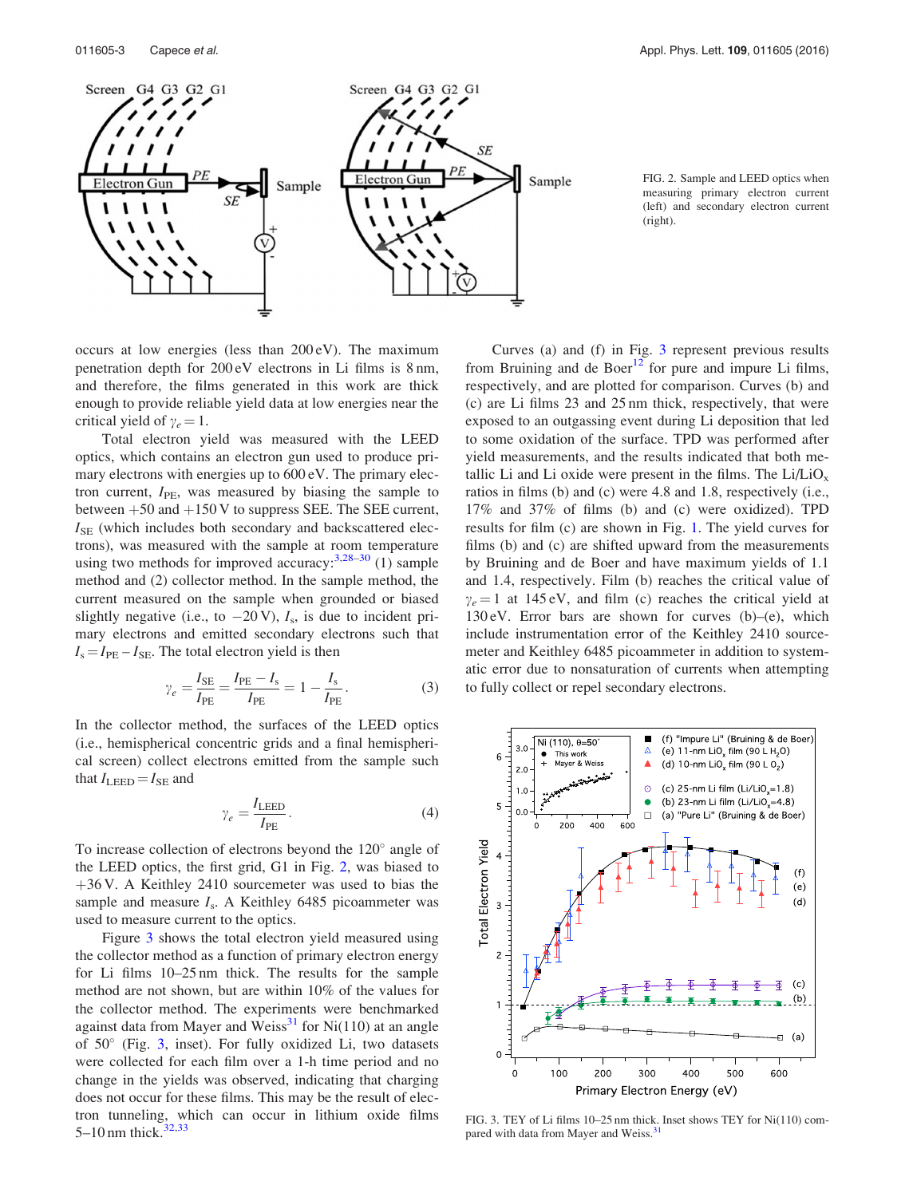FIG. 2. Sample and LEED optics when measuring primary electron current (left) and secondary electron current (right).

occurs at low energies (less than 200 eV). The maximum penetration depth for 200 eV electrons in Li films is 8 nm, and therefore, the films generated in this work are thick enough to provide reliable yield data at low energies near the critical yield of $\gamma_e = 1$.

Total electron yield was measured with the LEED optics, which contains an electron gun used to produce primary electrons with energies up to 600 eV. The primary electron current, $I_{PE}$, was measured by biasing the sample to between +50 and +150 V to suppress SEE. The SEE current, $I_{SE}$ (which includes both secondary and backscattered electrons), was measured with the sample at room temperature using two methods for improved accuracy:[3,28–30] (1) sample method and (2) collector method. In the sample method, the current measured on the sample when grounded or biased slightly negative (i.e., to −20 V), $I_s$, is due to incident primary electrons and emitted secondary electrons such that $I_s = I_{PE} - I_{SE}$. The total electron yield is then

$$\gamma_e = \frac{I_{SE}}{I_{PE}} = \frac{I_{PE} - I_s}{I_{PE}} = 1 - \frac{I_s}{I_{PE}}. \tag{3}$$

In the collector method, the surfaces of the LEED optics (i.e., hemispherical concentric grids and a final hemispherical screen) collect electrons emitted from the sample such that $I_{LEED} = I_{SE}$ and

$$\gamma_e = \frac{I_{LEED}}{I_{PE}}. \tag{4}$$

To increase collection of electrons beyond the 120° angle of the LEED optics, the first grid, G1 in Fig. 2, was biased to +36 V. A Keithley 2410 sourcemeter was used to bias the sample and measure $I_s$. A Keithley 6485 picoammeter was used to measure current to the optics.

Figure 3 shows the total electron yield measured using the collector method as a function of primary electron energy for Li films 10–25 nm thick. The results for the sample method are not shown, but are within 10% of the values for the collector method. The experiments were benchmarked against data from Mayer and Weiss[31] for Ni(110) at an angle of 50° (Fig. 3, inset). For fully oxidized Li, two datasets were collected for each film over a 1-h time period and no change in the yields was observed, indicating that charging does not occur for these films. This may be the result of electron tunneling, which can occur in lithium oxide films 5–10 nm thick.[32,33]

Curves (a) and (f) in Fig. 3 represent previous results from Bruining and de Boer[12] for pure and impure Li films, respectively, and are plotted for comparison. Curves (b) and (c) are Li films 23 and 25 nm thick, respectively, that were exposed to an outgassing event during Li deposition that led to some oxidation of the surface. TPD was performed after yield measurements, and the results indicated that both metallic Li and Li oxide were present in the films. The Li/$LiO_x$ ratios in films (b) and (c) were 4.8 and 1.8, respectively (i.e., 17% and 37% of films (b) and (c) were oxidized). TPD results for film (c) are shown in Fig. 1. The yield curves for films (b) and (c) are shifted upward from the measurements by Bruining and de Boer and have maximum yields of 1.1 and 1.4, respectively. Film (b) reaches the critical value of $\gamma_e = 1$ at 145 eV, and film (c) reaches the critical yield at 130 eV. Error bars are shown for curves (b)–(e), which include instrumentation error of the Keithley 2410 sourcemeter and Keithley 6485 picoammeter in addition to systematic error due to nonsaturation of currents when attempting to fully collect or repel secondary electrons.

FIG. 3. TEY of Li films 10–25 nm thick. Inset shows TEY for Ni(110) compared with data from Mayer and Weiss.[31]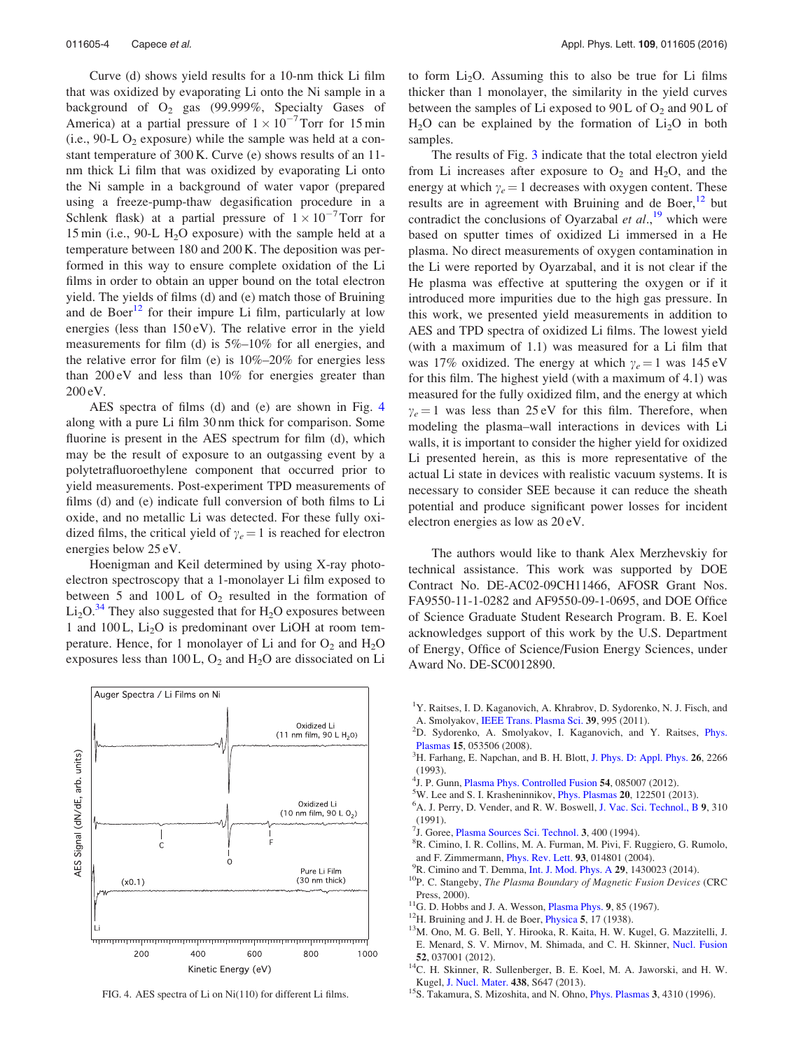Curve (d) shows yield results for a 10-nm thick Li film that was oxidized by evaporating Li onto the Ni sample in a background of $O_2$ gas (99.999%, Specialty Gases of America) at a partial pressure of $1 \times 10^{-7}$ Torr for 15 min (i.e., 90-L $O_2$ exposure) while the sample was held at a constant temperature of 300 K. Curve (e) shows results of an 11-nm thick Li film that was oxidized by evaporating Li onto the Ni sample in a background of water vapor (prepared using a freeze-pump-thaw degasification procedure in a Schlenk flask) at a partial pressure of $1 \times 10^{-7}$ Torr for 15 min (i.e., 90-L $H_2O$ exposure) with the sample held at a temperature between 180 and 200 K. The deposition was performed in this way to ensure complete oxidation of the Li films in order to obtain an upper bound on the total electron yield. The yields of films (d) and (e) match those of Bruining and de Boer[12] for their impure Li film, particularly at low energies (less than 150 eV). The relative error in the yield measurements for film (d) is 5%–10% for all energies, and the relative error for film (e) is 10%–20% for energies less than 200 eV and less than 10% for energies greater than 200 eV.

AES spectra of films (d) and (e) are shown in Fig. 4 along with a pure Li film 30 nm thick for comparison. Some fluorine is present in the AES spectrum for film (d), which may be the result of exposure to an outgassing event by a polytetrafluoroethylene component that occurred prior to yield measurements. Post-experiment TPD measurements of films (d) and (e) indicate full conversion of both films to Li oxide, and no metallic Li was detected. For these fully oxidized films, the critical yield of $\gamma_e = 1$ is reached for electron energies below 25 eV.

Hoenigman and Keil determined by using X-ray photoelectron spectroscopy that a 1-monolayer Li film exposed to between 5 and 100 L of $O_2$ resulted in the formation of $Li_2O$.[34] They also suggested that for $H_2O$ exposures between 1 and 100 L, $Li_2O$ is predominant over LiOH at room temperature. Hence, for 1 monolayer of Li and for $O_2$ and $H_2O$ exposures less than 100 L, $O_2$ and $H_2O$ are dissociated on Li to form $Li_2O$. Assuming this to also be true for Li films thicker than 1 monolayer, the similarity in the yield curves between the samples of Li exposed to 90 L of $O_2$ and 90 L of $H_2O$ can be explained by the formation of $Li_2O$ in both samples.

The results of Fig. 3 indicate that the total electron yield from Li increases after exposure to $O_2$ and $H_2O$, and the energy at which $\gamma_e = 1$ decreases with oxygen content. These results are in agreement with Bruining and de Boer,[12] but contradict the conclusions of Oyarzabal *et al.*,[19] which were based on sputter times of oxidized Li immersed in a He plasma. No direct measurements of oxygen contamination in the Li were reported by Oyarzabal, and it is not clear if the He plasma was effective at sputtering the oxygen or if it introduced more impurities due to the high gas pressure. In this work, we presented yield measurements in addition to AES and TPD spectra of oxidized Li films. The lowest yield (with a maximum of 1.1) was measured for a Li film that was 17% oxidized. The energy at which $\gamma_e = 1$ was 145 eV for this film. The highest yield (with a maximum of 4.1) was measured for the fully oxidized film, and the energy at which $\gamma_e = 1$ was less than 25 eV for this film. Therefore, when modeling the plasma–wall interactions in devices with Li walls, it is important to consider the higher yield for oxidized Li presented herein, as this is more representative of the actual Li state in devices with realistic vacuum systems. It is necessary to consider SEE because it can reduce the sheath potential and produce significant power losses for incident electron energies as low as 20 eV.

FIG. 4. AES spectra of Li on Ni(110) for different Li films.

The authors would like to thank Alex Merzhevskiy for technical assistance. This work was supported by DOE Contract No. DE-AC02-09CH11466, AFOSR Grant Nos. FA9550-11-1-0282 and AF9550-09-1-0695, and DOE Office of Science Graduate Student Research Program. B. E. Koel acknowledges support of this work by the U.S. Department of Energy, Office of Science/Fusion Energy Sciences, under Award No. DE-SC0012890.

[1] Y. Raitses, I. D. Kaganovich, A. Khrabrov, D. Sydorenko, N. J. Fisch, and A. Smolyakov, IEEE Trans. Plasma Sci. **39**, 995 (2011).
[2] D. Sydorenko, A. Smolyakov, I. Kaganovich, and Y. Raitses, Phys. Plasmas **15**, 053506 (2008).
[3] H. Farhang, E. Napchan, and B. H. Blott, J. Phys. D: Appl. Phys. **26**, 2266 (1993).
[4] J. P. Gunn, Plasma Phys. Controlled Fusion **54**, 085007 (2012).
[5] W. Lee and S. I. Krasheninnikov, Phys. Plasmas **20**, 122501 (2013).
[6] A. J. Perry, D. Vender, and R. W. Boswell, J. Vac. Sci. Technol., B **9**, 310 (1991).
[7] J. Goree, Plasma Sources Sci. Technol. **3**, 400 (1994).
[8] R. Cimino, I. R. Collins, M. A. Furman, M. Pivi, F. Ruggiero, G. Rumolo, and F. Zimmermann, Phys. Rev. Lett. **93**, 014801 (2004).
[9] R. Cimino and T. Demma, Int. J. Mod. Phys. A **29**, 1430023 (2014).
[10] P. C. Stangeby, *The Plasma Boundary of Magnetic Fusion Devices* (CRC Press, 2000).
[11] G. D. Hobbs and J. A. Wesson, Plasma Phys. **9**, 85 (1967).
[12] H. Bruining and J. H. de Boer, Physica **5**, 17 (1938).
[13] M. Ono, M. G. Bell, Y. Hirooka, R. Kaita, H. W. Kugel, G. Mazzitelli, J. E. Menard, S. V. Mirnov, M. Shimada, and C. H. Skinner, Nucl. Fusion **52**, 037001 (2012).
[14] C. H. Skinner, R. Sullenberger, B. E. Koel, M. A. Jaworski, and H. W. Kugel, J. Nucl. Mater. **438**, S647 (2013).
[15] S. Takamura, S. Mizoshita, and N. Ohno, Phys. Plasmas **3**, 4310 (1996).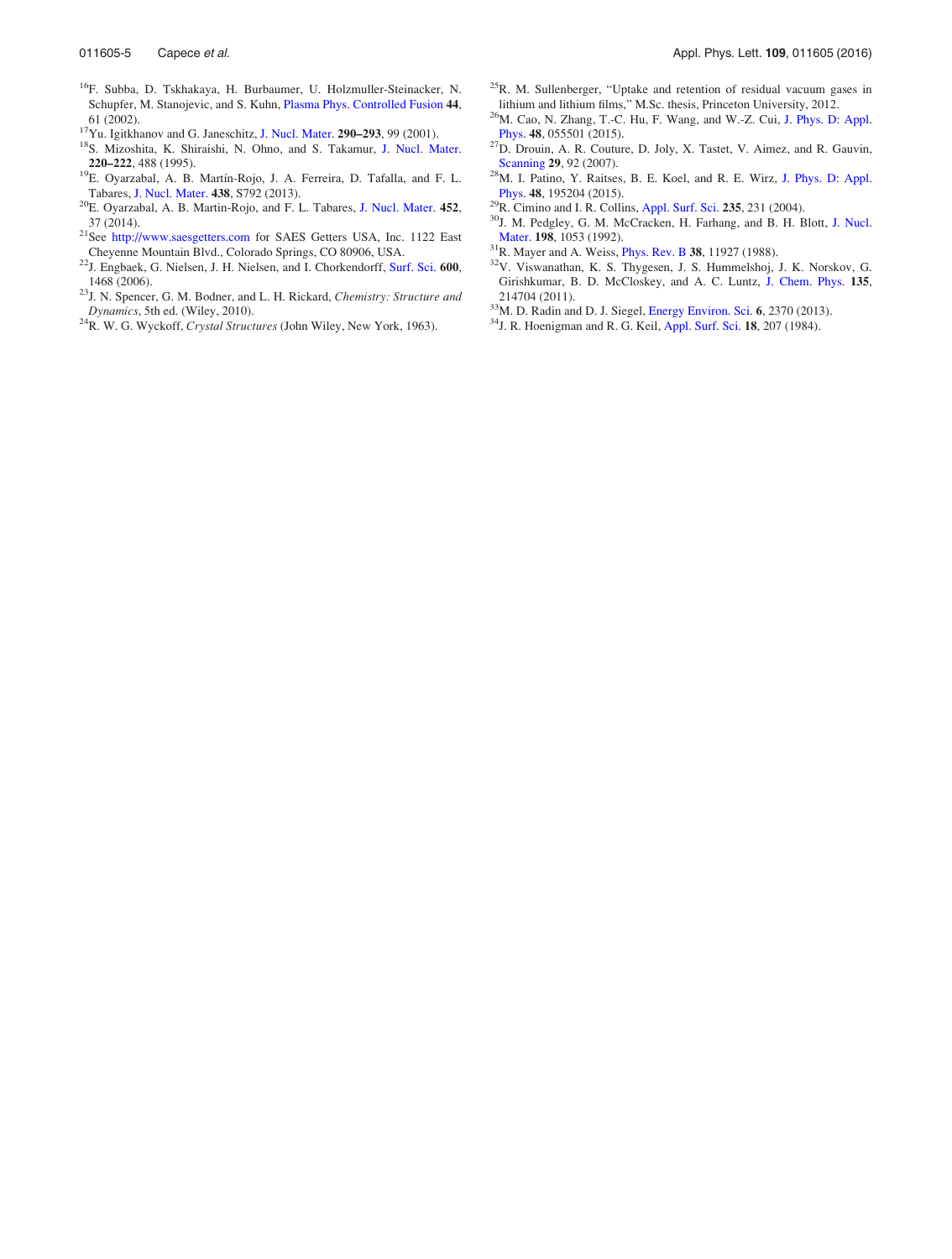[16] F. Subba, D. Tskhakaya, H. Burbaumer, U. Holzmuller-Steinacker, N. Schupfer, M. Stanojevic, and S. Kuhn, Plasma Phys. Controlled Fusion **44**, 61 (2002).

[17] Yu. Igitkhanov and G. Janeschitz, J. Nucl. Mater. **290–293**, 99 (2001).

[18] S. Mizoshita, K. Shiraishi, N. Ohno, and S. Takamur, J. Nucl. Mater. **220–222**, 488 (1995).

[19] E. Oyarzabal, A. B. Martín-Rojo, J. A. Ferreira, D. Tafalla, and F. L. Tabares, J. Nucl. Mater. **438**, S792 (2013).

[20] E. Oyarzabal, A. B. Martin-Rojo, and F. L. Tabares, J. Nucl. Mater. **452**, 37 (2014).

[21] See http://www.saesgetters.com for SAES Getters USA, Inc. 1122 East Cheyenne Mountain Blvd., Colorado Springs, CO 80906, USA.

[22] J. Engbaek, G. Nielsen, J. H. Nielsen, and I. Chorkendorff, Surf. Sci. **600**, 1468 (2006).

[23] J. N. Spencer, G. M. Bodner, and L. H. Rickard, *Chemistry: Structure and Dynamics*, 5th ed. (Wiley, 2010).

[24] R. W. G. Wyckoff, *Crystal Structures* (John Wiley, New York, 1963).

[25] R. M. Sullenberger, "Uptake and retention of residual vacuum gases in lithium and lithium films," M.Sc. thesis, Princeton University, 2012.

[26] M. Cao, N. Zhang, T.-C. Hu, F. Wang, and W.-Z. Cui, J. Phys. D: Appl. Phys. **48**, 055501 (2015).

[27] D. Drouin, A. R. Couture, D. Joly, X. Tastet, V. Aimez, and R. Gauvin, Scanning **29**, 92 (2007).

[28] M. I. Patino, Y. Raitses, B. E. Koel, and R. E. Wirz, J. Phys. D: Appl. Phys. **48**, 195204 (2015).

[29] R. Cimino and I. R. Collins, Appl. Surf. Sci. **235**, 231 (2004).

[30] J. M. Pedgley, G. M. McCracken, H. Farhang, and B. H. Blott, J. Nucl. Mater. **198**, 1053 (1992).

[31] R. Mayer and A. Weiss, Phys. Rev. B **38**, 11927 (1988).

[32] V. Viswanathan, K. S. Thygesen, J. S. Hummelshoj, J. K. Norskov, G. Girishkumar, B. D. McCloskey, and A. C. Luntz, J. Chem. Phys. **135**, 214704 (2011).

[33] M. D. Radin and D. J. Siegel, Energy Environ. Sci. **6**, 2370 (2013).

[34] J. R. Hoenigman and R. G. Keil, Appl. Surf. Sci. **18**, 207 (1984).